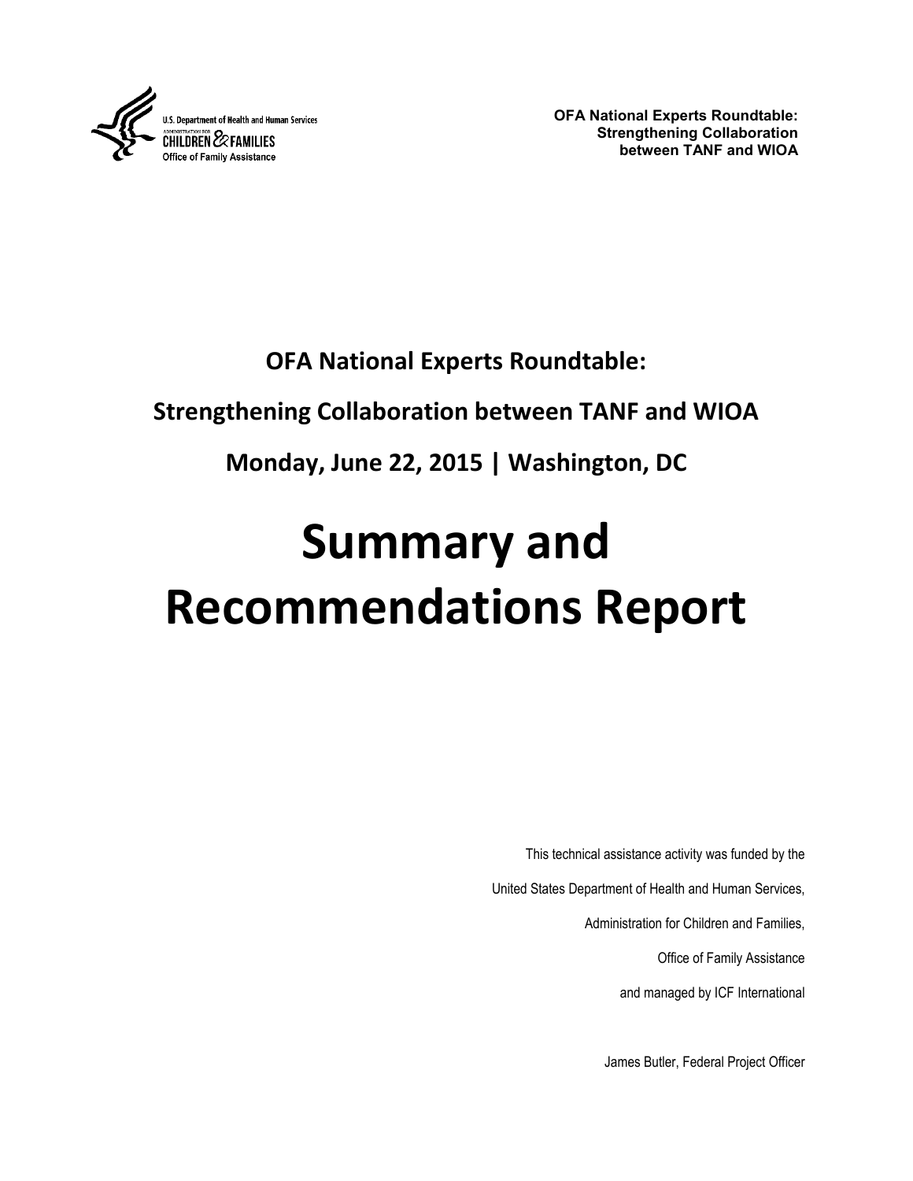U.S. Department of Health and Human Services
Administration for CHILDREN & FAMILIES
Office of Family Assistance

**OFA National Experts Roundtable: Strengthening Collaboration between TANF and WIOA**

## OFA National Experts Roundtable:

## Strengthening Collaboration between TANF and WIOA

## Monday, June 22, 2015 | Washington, DC

# Summary and Recommendations Report

This technical assistance activity was funded by the

United States Department of Health and Human Services,

Administration for Children and Families,

Office of Family Assistance

and managed by ICF International

James Butler, Federal Project Officer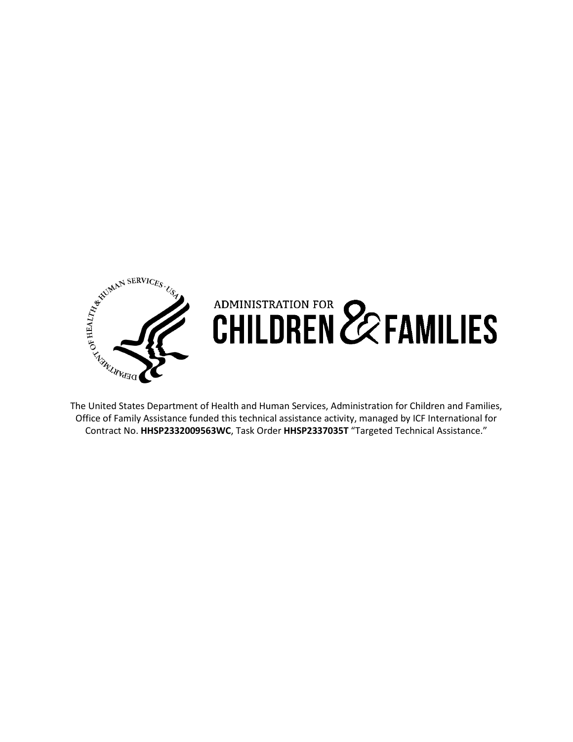The United States Department of Health and Human Services, Administration for Children and Families, Office of Family Assistance funded this technical assistance activity, managed by ICF International for Contract No. **HHSP2332009563WC**, Task Order **HHSP2337035T** “Targeted Technical Assistance.”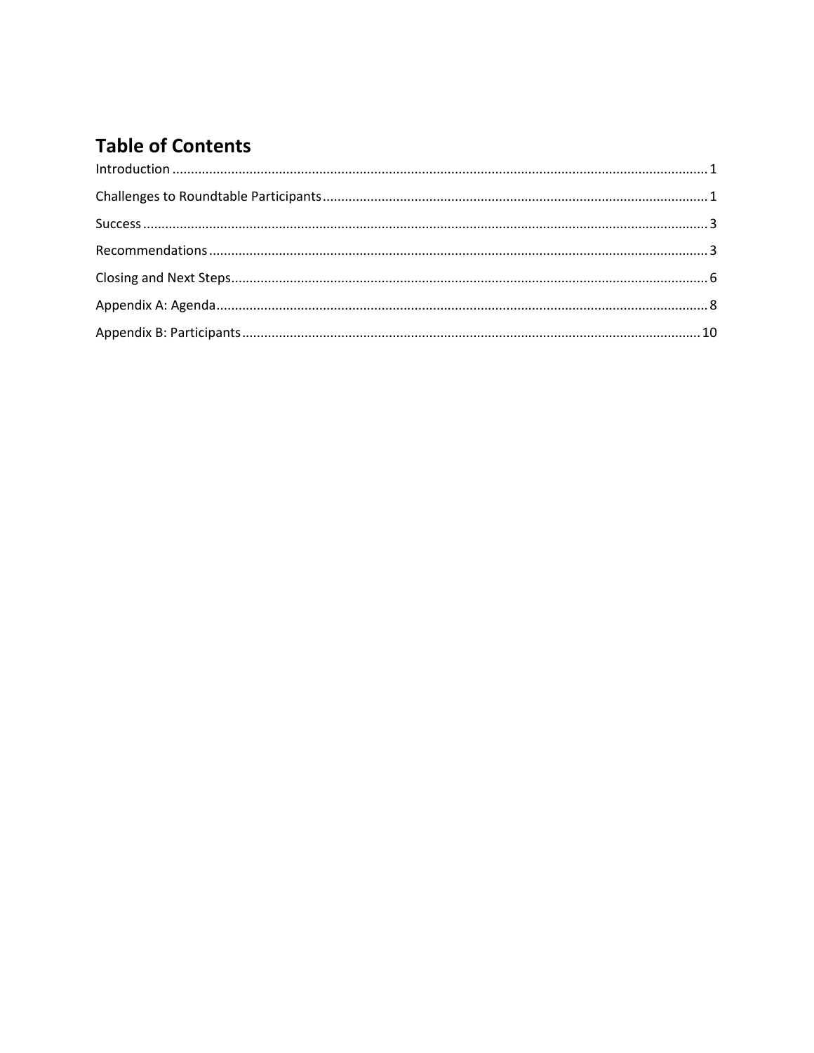# Table of Contents

Introduction ........................................................................................................................................ 1

Challenges to Roundtable Participants ............................................................................................... 1

Success ................................................................................................................................................ 3

Recommendations .............................................................................................................................. 3

Closing and Next Steps ........................................................................................................................ 6

Appendix A: Agenda ............................................................................................................................ 8

Appendix B: Participants ..................................................................................................................... 10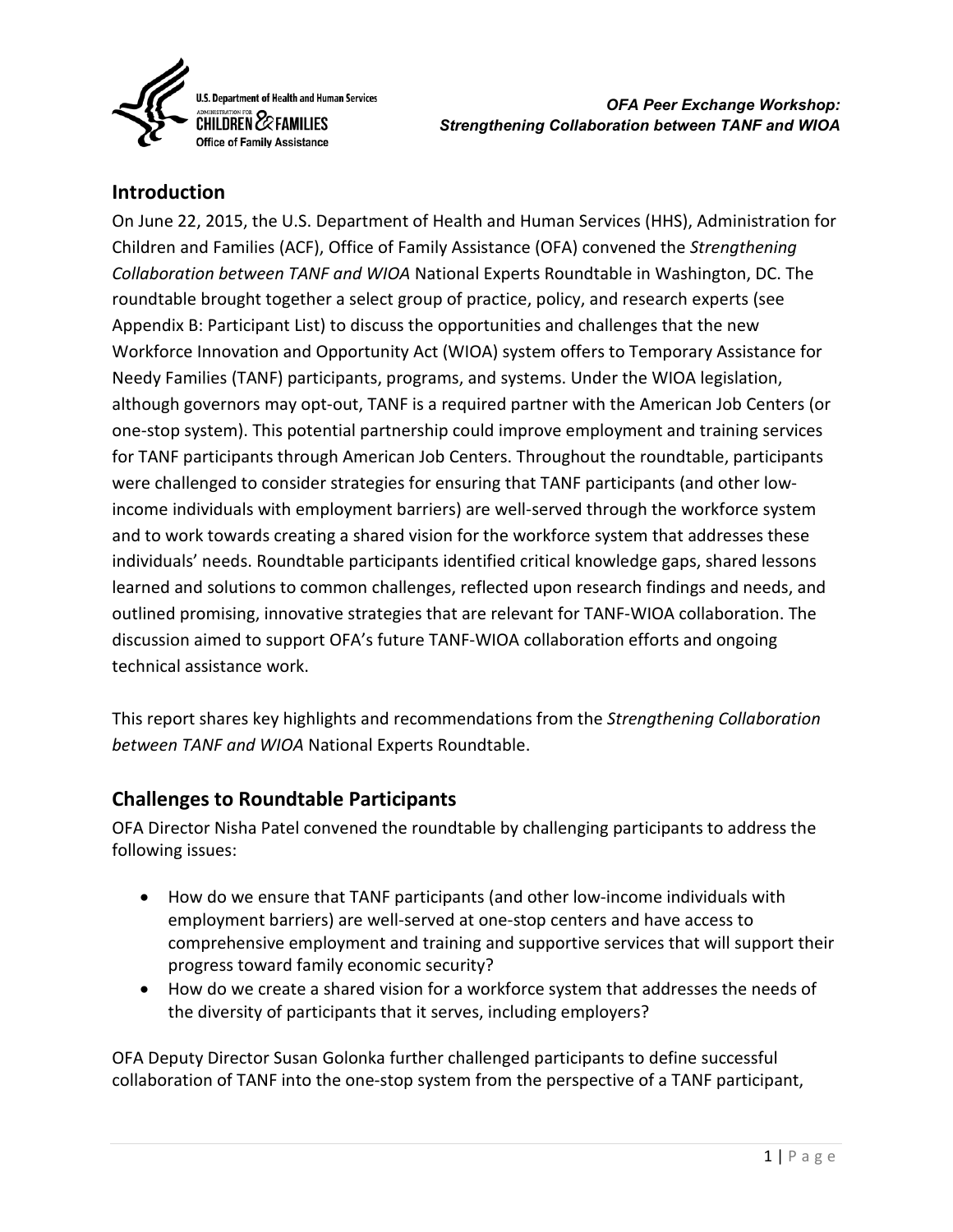## Introduction

On June 22, 2015, the U.S. Department of Health and Human Services (HHS), Administration for Children and Families (ACF), Office of Family Assistance (OFA) convened the *Strengthening Collaboration between TANF and WIOA* National Experts Roundtable in Washington, DC. The roundtable brought together a select group of practice, policy, and research experts (see Appendix B: Participant List) to discuss the opportunities and challenges that the new Workforce Innovation and Opportunity Act (WIOA) system offers to Temporary Assistance for Needy Families (TANF) participants, programs, and systems. Under the WIOA legislation, although governors may opt-out, TANF is a required partner with the American Job Centers (or one-stop system). This potential partnership could improve employment and training services for TANF participants through American Job Centers. Throughout the roundtable, participants were challenged to consider strategies for ensuring that TANF participants (and other low-income individuals with employment barriers) are well-served through the workforce system and to work towards creating a shared vision for the workforce system that addresses these individuals' needs. Roundtable participants identified critical knowledge gaps, shared lessons learned and solutions to common challenges, reflected upon research findings and needs, and outlined promising, innovative strategies that are relevant for TANF-WIOA collaboration. The discussion aimed to support OFA's future TANF-WIOA collaboration efforts and ongoing technical assistance work.

This report shares key highlights and recommendations from the *Strengthening Collaboration between TANF and WIOA* National Experts Roundtable.

## Challenges to Roundtable Participants

OFA Director Nisha Patel convened the roundtable by challenging participants to address the following issues:

- How do we ensure that TANF participants (and other low-income individuals with employment barriers) are well-served at one-stop centers and have access to comprehensive employment and training and supportive services that will support their progress toward family economic security?
- How do we create a shared vision for a workforce system that addresses the needs of the diversity of participants that it serves, including employers?

OFA Deputy Director Susan Golonka further challenged participants to define successful collaboration of TANF into the one-stop system from the perspective of a TANF participant,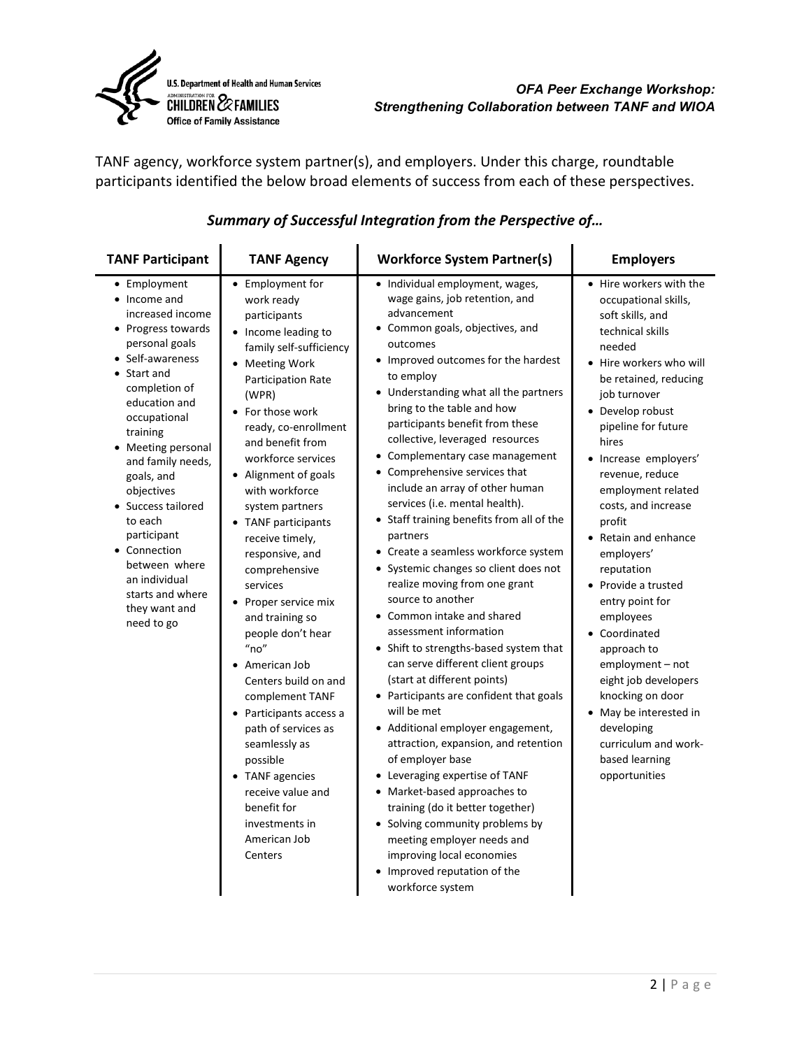TANF agency, workforce system partner(s), and employers. Under this charge, roundtable participants identified the below broad elements of success from each of these perspectives.

### *Summary of Successful Integration from the Perspective of…*

| TANF Participant | TANF Agency | Workforce System Partner(s) | Employers |
|---|---|---|---|
| • Employment<br>• Income and increased income<br>• Progress towards personal goals<br>• Self-awareness<br>• Start and completion of education and occupational training<br>• Meeting personal and family needs, goals, and objectives<br>• Success tailored to each participant<br>• Connection between where an individual starts and where they want and need to go | • Employment for work ready participants<br>• Income leading to family self-sufficiency<br>• Meeting Work Participation Rate (WPR)<br>• For those work ready, co-enrollment and benefit from workforce services<br>• Alignment of goals with workforce system partners<br>• TANF participants receive timely, responsive, and comprehensive services<br>• Proper service mix and training so people don't hear "no"<br>• American Job Centers build on and complement TANF<br>• Participants access a path of services as seamlessly as possible<br>• TANF agencies receive value and benefit for investments in American Job Centers | • Individual employment, wages, wage gains, job retention, and advancement<br>• Common goals, objectives, and outcomes<br>• Improved outcomes for the hardest to employ<br>• Understanding what all the partners bring to the table and how participants benefit from these collective, leveraged resources<br>• Complementary case management<br>• Comprehensive services that include an array of other human services (i.e. mental health).<br>• Staff training benefits from all of the partners<br>• Create a seamless workforce system<br>• Systemic changes so client does not realize moving from one grant source to another<br>• Common intake and shared assessment information<br>• Shift to strengths-based system that can serve different client groups (start at different points)<br>• Participants are confident that goals will be met<br>• Additional employer engagement, attraction, expansion, and retention of employer base<br>• Leveraging expertise of TANF<br>• Market-based approaches to training (do it better together)<br>• Solving community problems by meeting employer needs and improving local economies<br>• Improved reputation of the workforce system | • Hire workers with the occupational skills, soft skills, and technical skills needed<br>• Hire workers who will be retained, reducing job turnover<br>• Develop robust pipeline for future hires<br>• Increase employers' revenue, reduce employment related costs, and increase profit<br>• Retain and enhance employers' reputation<br>• Provide a trusted entry point for employees<br>• Coordinated approach to employment – not eight job developers knocking on door<br>• May be interested in developing curriculum and work-based learning opportunities |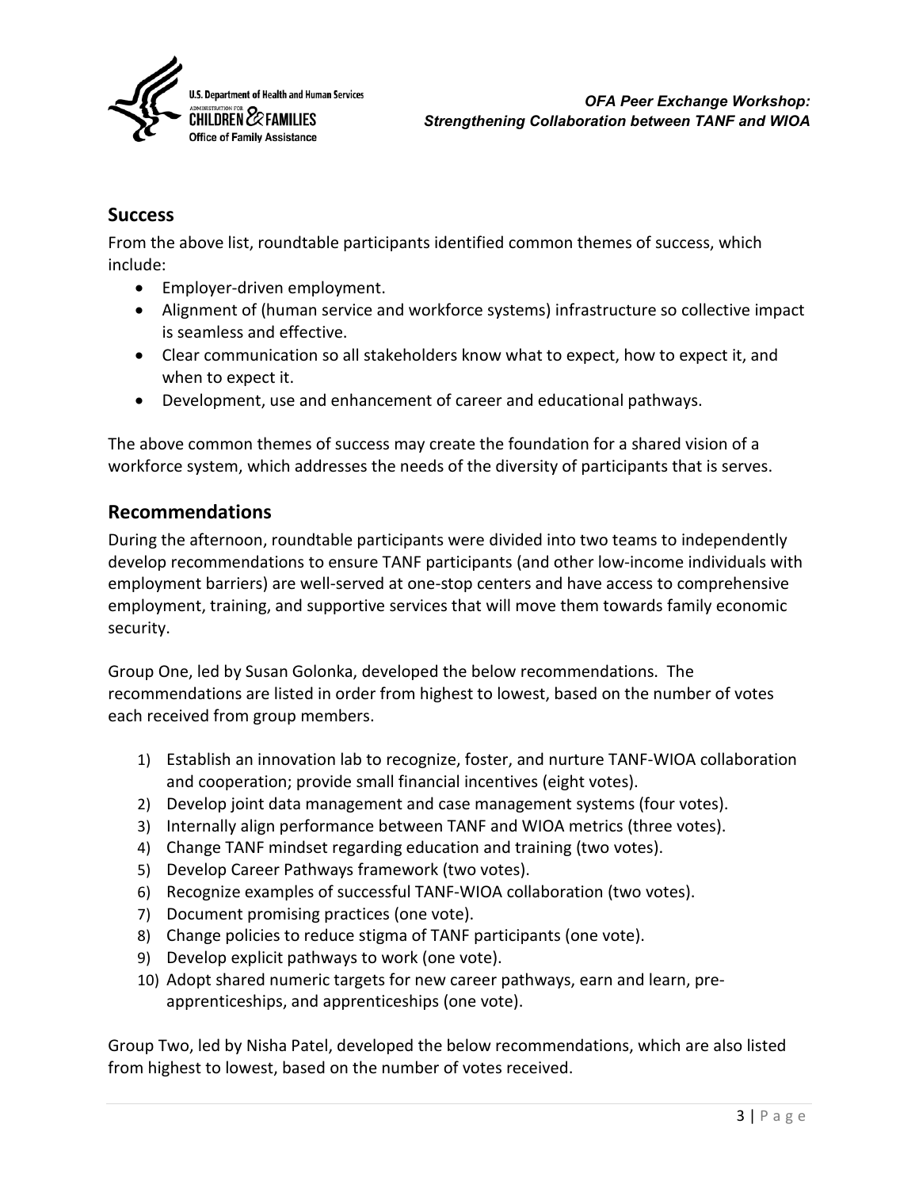## Success

From the above list, roundtable participants identified common themes of success, which include:

- Employer-driven employment.
- Alignment of (human service and workforce systems) infrastructure so collective impact is seamless and effective.
- Clear communication so all stakeholders know what to expect, how to expect it, and when to expect it.
- Development, use and enhancement of career and educational pathways.

The above common themes of success may create the foundation for a shared vision of a workforce system, which addresses the needs of the diversity of participants that is serves.

## Recommendations

During the afternoon, roundtable participants were divided into two teams to independently develop recommendations to ensure TANF participants (and other low-income individuals with employment barriers) are well-served at one-stop centers and have access to comprehensive employment, training, and supportive services that will move them towards family economic security.

Group One, led by Susan Golonka, developed the below recommendations. The recommendations are listed in order from highest to lowest, based on the number of votes each received from group members.

1) Establish an innovation lab to recognize, foster, and nurture TANF-WIOA collaboration and cooperation; provide small financial incentives (eight votes).
2) Develop joint data management and case management systems (four votes).
3) Internally align performance between TANF and WIOA metrics (three votes).
4) Change TANF mindset regarding education and training (two votes).
5) Develop Career Pathways framework (two votes).
6) Recognize examples of successful TANF-WIOA collaboration (two votes).
7) Document promising practices (one vote).
8) Change policies to reduce stigma of TANF participants (one vote).
9) Develop explicit pathways to work (one vote).
10) Adopt shared numeric targets for new career pathways, earn and learn, pre-apprenticeships, and apprenticeships (one vote).

Group Two, led by Nisha Patel, developed the below recommendations, which are also listed from highest to lowest, based on the number of votes received.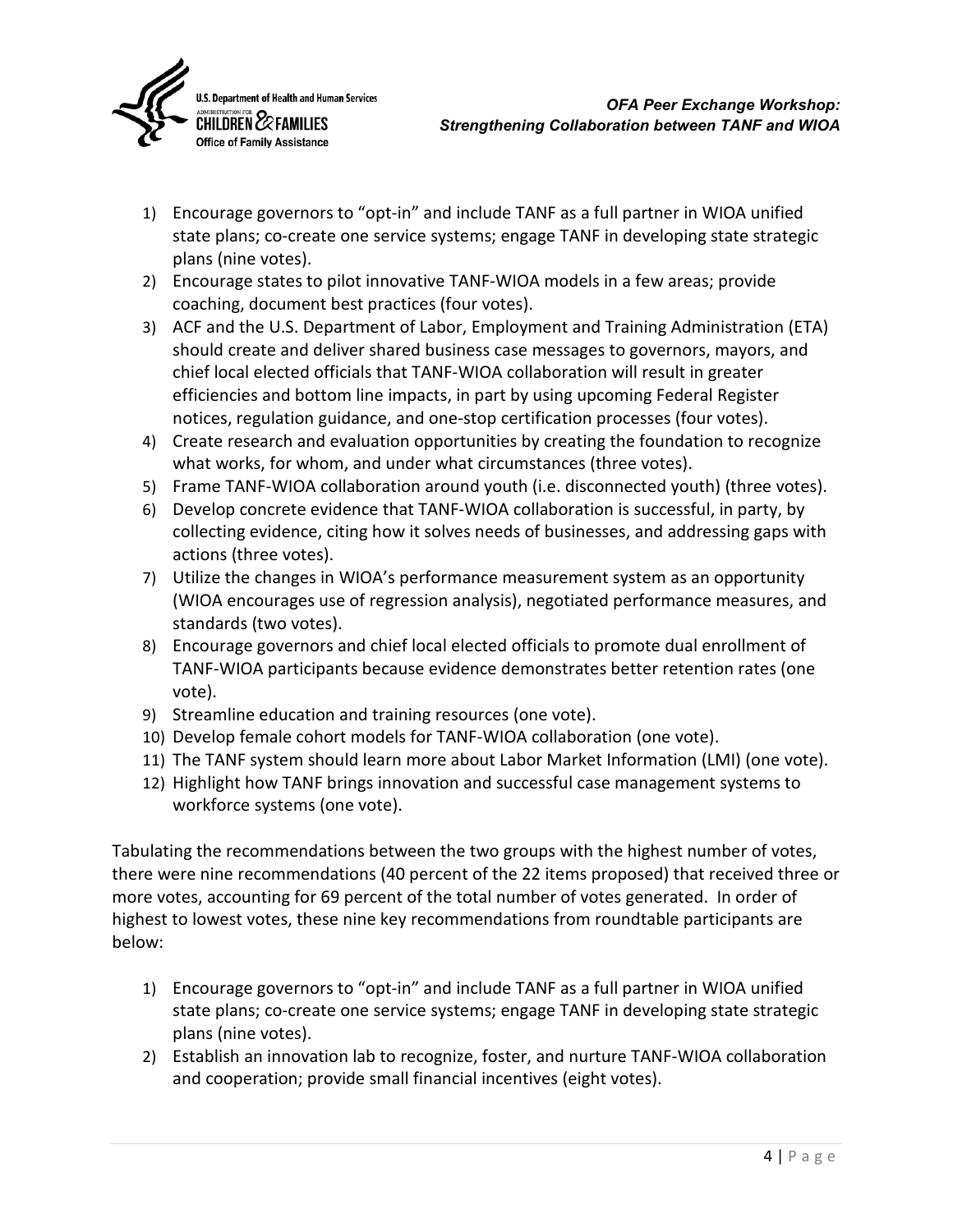1) Encourage governors to "opt-in" and include TANF as a full partner in WIOA unified state plans; co-create one service systems; engage TANF in developing state strategic plans (nine votes).
2) Encourage states to pilot innovative TANF-WIOA models in a few areas; provide coaching, document best practices (four votes).
3) ACF and the U.S. Department of Labor, Employment and Training Administration (ETA) should create and deliver shared business case messages to governors, mayors, and chief local elected officials that TANF-WIOA collaboration will result in greater efficiencies and bottom line impacts, in part by using upcoming Federal Register notices, regulation guidance, and one-stop certification processes (four votes).
4) Create research and evaluation opportunities by creating the foundation to recognize what works, for whom, and under what circumstances (three votes).
5) Frame TANF-WIOA collaboration around youth (i.e. disconnected youth) (three votes).
6) Develop concrete evidence that TANF-WIOA collaboration is successful, in party, by collecting evidence, citing how it solves needs of businesses, and addressing gaps with actions (three votes).
7) Utilize the changes in WIOA's performance measurement system as an opportunity (WIOA encourages use of regression analysis), negotiated performance measures, and standards (two votes).
8) Encourage governors and chief local elected officials to promote dual enrollment of TANF-WIOA participants because evidence demonstrates better retention rates (one vote).
9) Streamline education and training resources (one vote).
10) Develop female cohort models for TANF-WIOA collaboration (one vote).
11) The TANF system should learn more about Labor Market Information (LMI) (one vote).
12) Highlight how TANF brings innovation and successful case management systems to workforce systems (one vote).

Tabulating the recommendations between the two groups with the highest number of votes, there were nine recommendations (40 percent of the 22 items proposed) that received three or more votes, accounting for 69 percent of the total number of votes generated. In order of highest to lowest votes, these nine key recommendations from roundtable participants are below:

1) Encourage governors to "opt-in" and include TANF as a full partner in WIOA unified state plans; co-create one service systems; engage TANF in developing state strategic plans (nine votes).
2) Establish an innovation lab to recognize, foster, and nurture TANF-WIOA collaboration and cooperation; provide small financial incentives (eight votes).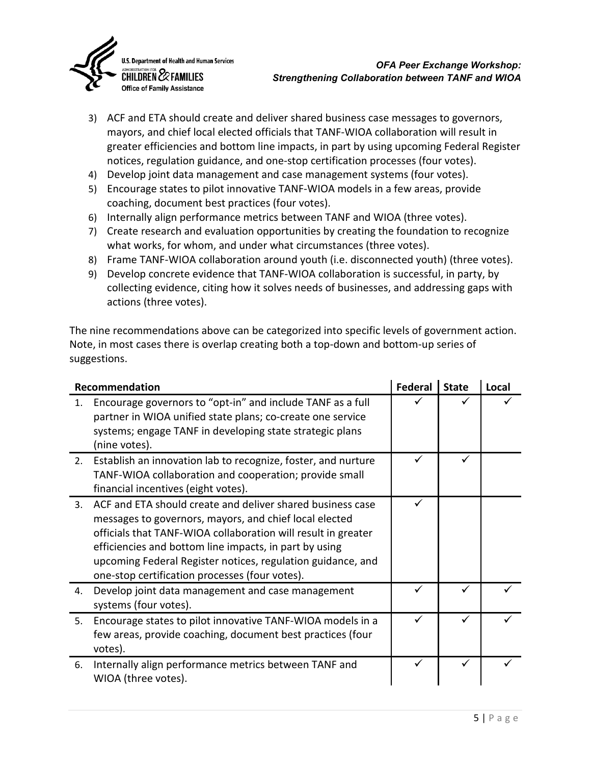3) ACF and ETA should create and deliver shared business case messages to governors, mayors, and chief local elected officials that TANF-WIOA collaboration will result in greater efficiencies and bottom line impacts, in part by using upcoming Federal Register notices, regulation guidance, and one-stop certification processes (four votes).
4) Develop joint data management and case management systems (four votes).
5) Encourage states to pilot innovative TANF-WIOA models in a few areas, provide coaching, document best practices (four votes).
6) Internally align performance metrics between TANF and WIOA (three votes).
7) Create research and evaluation opportunities by creating the foundation to recognize what works, for whom, and under what circumstances (three votes).
8) Frame TANF-WIOA collaboration around youth (i.e. disconnected youth) (three votes).
9) Develop concrete evidence that TANF-WIOA collaboration is successful, in party, by collecting evidence, citing how it solves needs of businesses, and addressing gaps with actions (three votes).

The nine recommendations above can be categorized into specific levels of government action. Note, in most cases there is overlap creating both a top-down and bottom-up series of suggestions.

| Recommendation | Federal | State | Local |
|---|---|---|---|
| 1. Encourage governors to "opt-in" and include TANF as a full partner in WIOA unified state plans; co-create one service systems; engage TANF in developing state strategic plans (nine votes). | ✓ | ✓ | ✓ |
| 2. Establish an innovation lab to recognize, foster, and nurture TANF-WIOA collaboration and cooperation; provide small financial incentives (eight votes). | ✓ | ✓ | |
| 3. ACF and ETA should create and deliver shared business case messages to governors, mayors, and chief local elected officials that TANF-WIOA collaboration will result in greater efficiencies and bottom line impacts, in part by using upcoming Federal Register notices, regulation guidance, and one-stop certification processes (four votes). | ✓ | | |
| 4. Develop joint data management and case management systems (four votes). | ✓ | ✓ | ✓ |
| 5. Encourage states to pilot innovative TANF-WIOA models in a few areas, provide coaching, document best practices (four votes). | ✓ | ✓ | ✓ |
| 6. Internally align performance metrics between TANF and WIOA (three votes). | ✓ | ✓ | ✓ |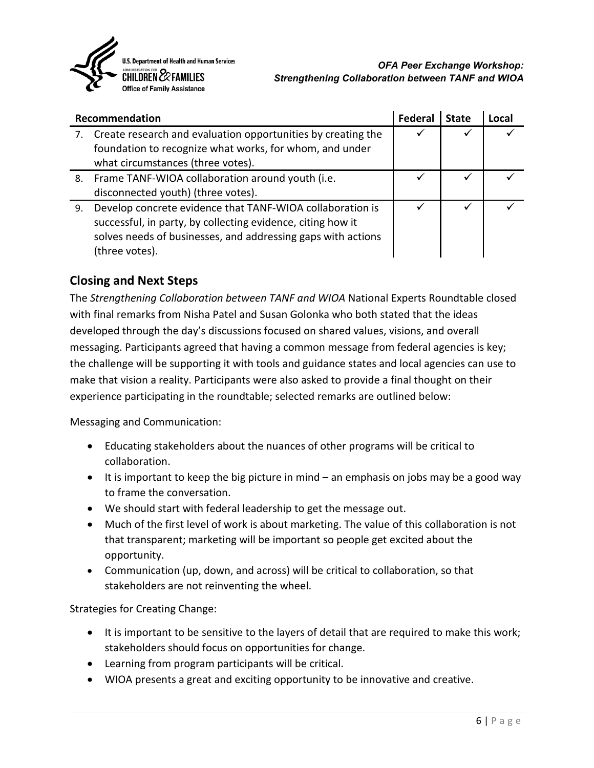| Recommendation | Federal | State | Local |
|---|---|---|---|
| 7. Create research and evaluation opportunities by creating the foundation to recognize what works, for whom, and under what circumstances (three votes). | ✓ | ✓ | ✓ |
| 8. Frame TANF-WIOA collaboration around youth (i.e. disconnected youth) (three votes). | ✓ | ✓ | ✓ |
| 9. Develop concrete evidence that TANF-WIOA collaboration is successful, in party, by collecting evidence, citing how it solves needs of businesses, and addressing gaps with actions (three votes). | ✓ | ✓ | ✓ |

## Closing and Next Steps

The *Strengthening Collaboration between TANF and WIOA* National Experts Roundtable closed with final remarks from Nisha Patel and Susan Golonka who both stated that the ideas developed through the day's discussions focused on shared values, visions, and overall messaging. Participants agreed that having a common message from federal agencies is key; the challenge will be supporting it with tools and guidance states and local agencies can use to make that vision a reality. Participants were also asked to provide a final thought on their experience participating in the roundtable; selected remarks are outlined below:

Messaging and Communication:

- Educating stakeholders about the nuances of other programs will be critical to collaboration.
- It is important to keep the big picture in mind – an emphasis on jobs may be a good way to frame the conversation.
- We should start with federal leadership to get the message out.
- Much of the first level of work is about marketing. The value of this collaboration is not that transparent; marketing will be important so people get excited about the opportunity.
- Communication (up, down, and across) will be critical to collaboration, so that stakeholders are not reinventing the wheel.

Strategies for Creating Change:

- It is important to be sensitive to the layers of detail that are required to make this work; stakeholders should focus on opportunities for change.
- Learning from program participants will be critical.
- WIOA presents a great and exciting opportunity to be innovative and creative.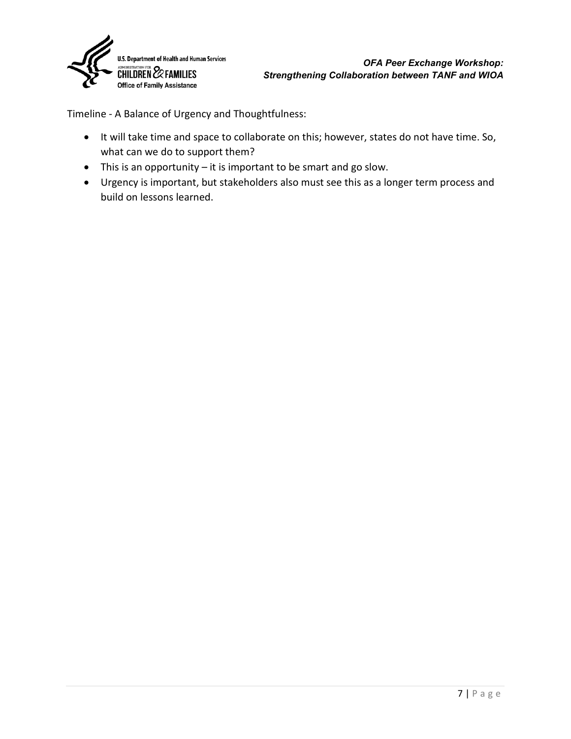Timeline - A Balance of Urgency and Thoughtfulness:

- It will take time and space to collaborate on this; however, states do not have time. So, what can we do to support them?
- This is an opportunity – it is important to be smart and go slow.
- Urgency is important, but stakeholders also must see this as a longer term process and build on lessons learned.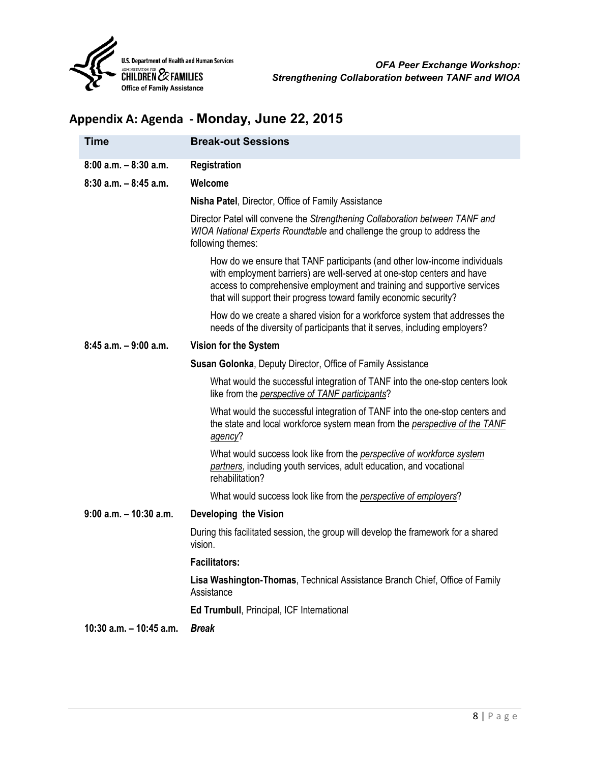## Appendix A: Agenda - Monday, June 22, 2015

| Time | Break-out Sessions |
|---|---|
| **8:00 a.m. – 8:30 a.m.** | **Registration** |
| **8:30 a.m. – 8:45 a.m.** | **Welcome**<br><br>**Nisha Patel**, Director, Office of Family Assistance<br><br>Director Patel will convene the *Strengthening Collaboration between TANF and WIOA National Experts Roundtable* and challenge the group to address the following themes:<br><br>How do we ensure that TANF participants (and other low-income individuals with employment barriers) are well-served at one-stop centers and have access to comprehensive employment and training and supportive services that will support their progress toward family economic security?<br><br>How do we create a shared vision for a workforce system that addresses the needs of the diversity of participants that it serves, including employers? |
| **8:45 a.m. – 9:00 a.m.** | **Vision for the System**<br><br>**Susan Golonka**, Deputy Director, Office of Family Assistance<br><br>What would the successful integration of TANF into the one-stop centers look like from the *perspective of TANF participants*?<br><br>What would the successful integration of TANF into the one-stop centers and the state and local workforce system mean from the *perspective of the TANF agency*?<br><br>What would success look like from the *perspective of workforce system partners*, including youth services, adult education, and vocational rehabilitation?<br><br>What would success look like from the *perspective of employers*? |
| **9:00 a.m. – 10:30 a.m.** | **Developing the Vision**<br><br>During this facilitated session, the group will develop the framework for a shared vision.<br><br>**Facilitators:**<br><br>**Lisa Washington-Thomas**, Technical Assistance Branch Chief, Office of Family Assistance<br><br>**Ed Trumbull**, Principal, ICF International |
| **10:30 a.m. – 10:45 a.m.** | ***Break*** |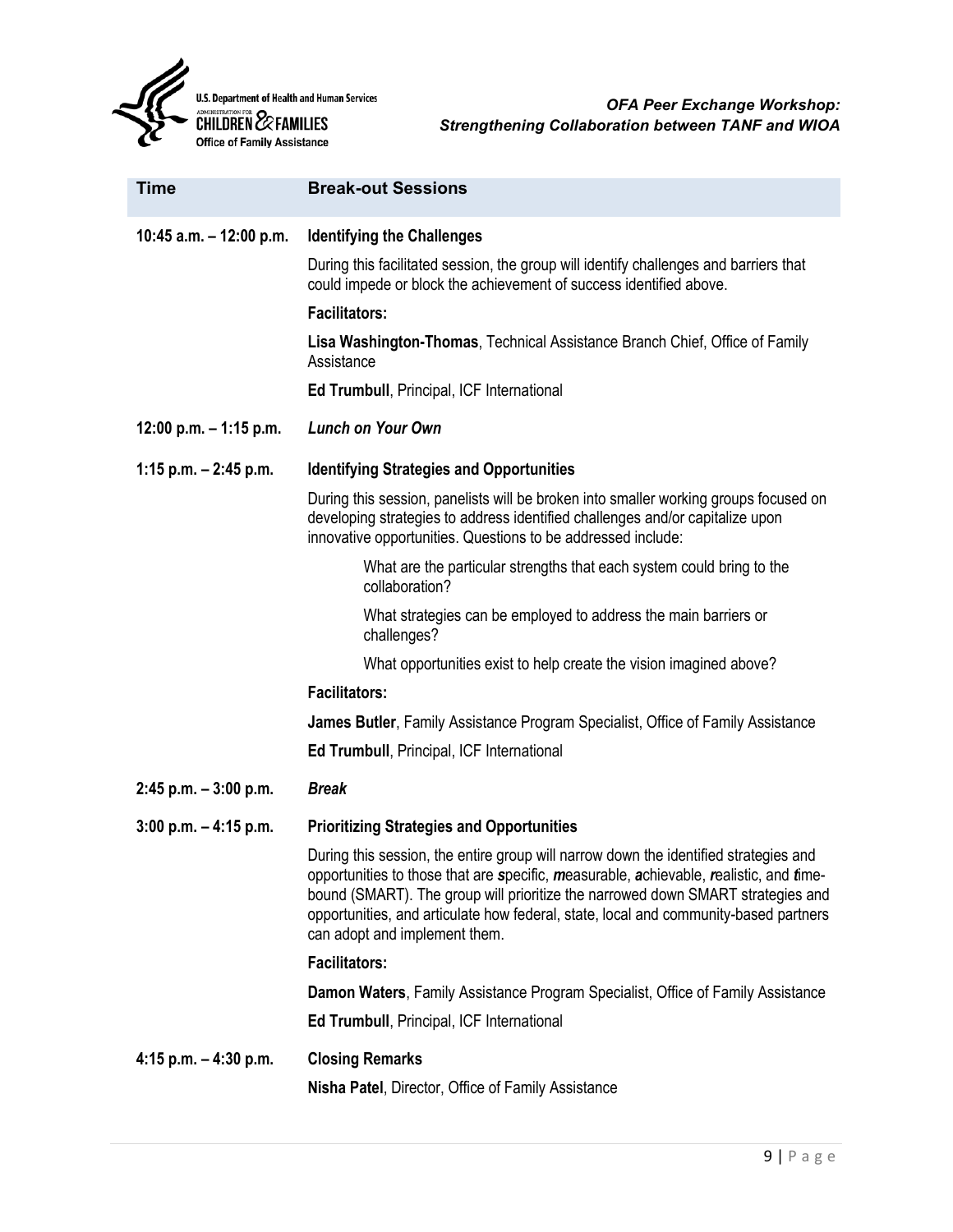| Time | Break-out Sessions |
|---|---|
| 10:45 a.m. – 12:00 p.m. | **Identifying the Challenges**<br><br>During this facilitated session, the group will identify challenges and barriers that could impede or block the achievement of success identified above.<br><br>**Facilitators:**<br><br>**Lisa Washington-Thomas**, Technical Assistance Branch Chief, Office of Family Assistance<br><br>**Ed Trumbull**, Principal, ICF International |
| 12:00 p.m. – 1:15 p.m. | ***Lunch on Your Own*** |
| 1:15 p.m. – 2:45 p.m. | **Identifying Strategies and Opportunities**<br><br>During this session, panelists will be broken into smaller working groups focused on developing strategies to address identified challenges and/or capitalize upon innovative opportunities. Questions to be addressed include:<br><br>What are the particular strengths that each system could bring to the collaboration?<br><br>What strategies can be employed to address the main barriers or challenges?<br><br>What opportunities exist to help create the vision imagined above?<br><br>**Facilitators:**<br><br>**James Butler**, Family Assistance Program Specialist, Office of Family Assistance<br><br>**Ed Trumbull**, Principal, ICF International |
| 2:45 p.m. – 3:00 p.m. | ***Break*** |
| 3:00 p.m. – 4:15 p.m. | **Prioritizing Strategies and Opportunities**<br><br>During this session, the entire group will narrow down the identified strategies and opportunities to those that are ***s***pecific, ***m***easurable, ***a***chievable, ***r***ealistic, and ***t***ime-bound (SMART). The group will prioritize the narrowed down SMART strategies and opportunities, and articulate how federal, state, local and community-based partners can adopt and implement them.<br><br>**Facilitators:**<br><br>**Damon Waters**, Family Assistance Program Specialist, Office of Family Assistance<br><br>**Ed Trumbull**, Principal, ICF International |
| 4:15 p.m. – 4:30 p.m. | **Closing Remarks**<br><br>**Nisha Patel**, Director, Office of Family Assistance |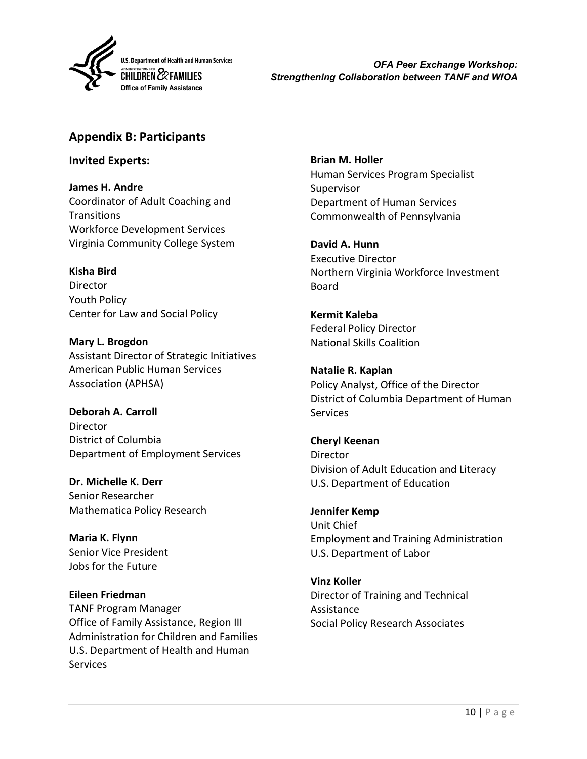## Appendix B: Participants

### Invited Experts:

**James H. Andre**
Coordinator of Adult Coaching and Transitions
Workforce Development Services
Virginia Community College System

**Kisha Bird**
Director
Youth Policy
Center for Law and Social Policy

**Mary L. Brogdon**
Assistant Director of Strategic Initiatives
American Public Human Services Association (APHSA)

**Deborah A. Carroll**
Director
District of Columbia
Department of Employment Services

**Dr. Michelle K. Derr**
Senior Researcher
Mathematica Policy Research

**Maria K. Flynn**
Senior Vice President
Jobs for the Future

**Eileen Friedman**
TANF Program Manager
Office of Family Assistance, Region III
Administration for Children and Families
U.S. Department of Health and Human Services

**Brian M. Holler**
Human Services Program Specialist Supervisor
Department of Human Services
Commonwealth of Pennsylvania

**David A. Hunn**
Executive Director
Northern Virginia Workforce Investment Board

**Kermit Kaleba**
Federal Policy Director
National Skills Coalition

**Natalie R. Kaplan**
Policy Analyst, Office of the Director
District of Columbia Department of Human Services

**Cheryl Keenan**
Director
Division of Adult Education and Literacy
U.S. Department of Education

**Jennifer Kemp**
Unit Chief
Employment and Training Administration
U.S. Department of Labor

**Vinz Koller**
Director of Training and Technical Assistance
Social Policy Research Associates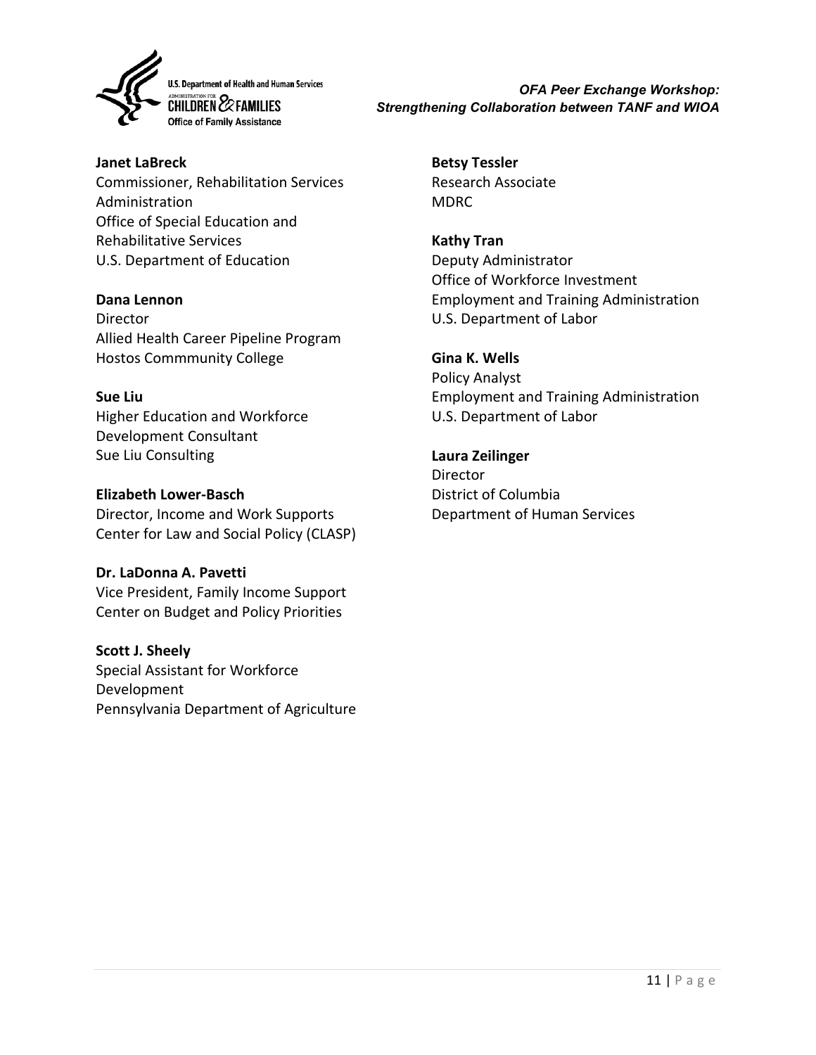**Janet LaBreck**
Commissioner, Rehabilitation Services Administration
Office of Special Education and Rehabilitative Services
U.S. Department of Education

**Dana Lennon**
Director
Allied Health Career Pipeline Program
Hostos Commmunity College

**Sue Liu**
Higher Education and Workforce Development Consultant
Sue Liu Consulting

**Elizabeth Lower-Basch**
Director, Income and Work Supports
Center for Law and Social Policy (CLASP)

**Dr. LaDonna A. Pavetti**
Vice President, Family Income Support
Center on Budget and Policy Priorities

**Scott J. Sheely**
Special Assistant for Workforce Development
Pennsylvania Department of Agriculture

**Betsy Tessler**
Research Associate
MDRC

**Kathy Tran**
Deputy Administrator
Office of Workforce Investment
Employment and Training Administration
U.S. Department of Labor

**Gina K. Wells**
Policy Analyst
Employment and Training Administration
U.S. Department of Labor

**Laura Zeilinger**
Director
District of Columbia
Department of Human Services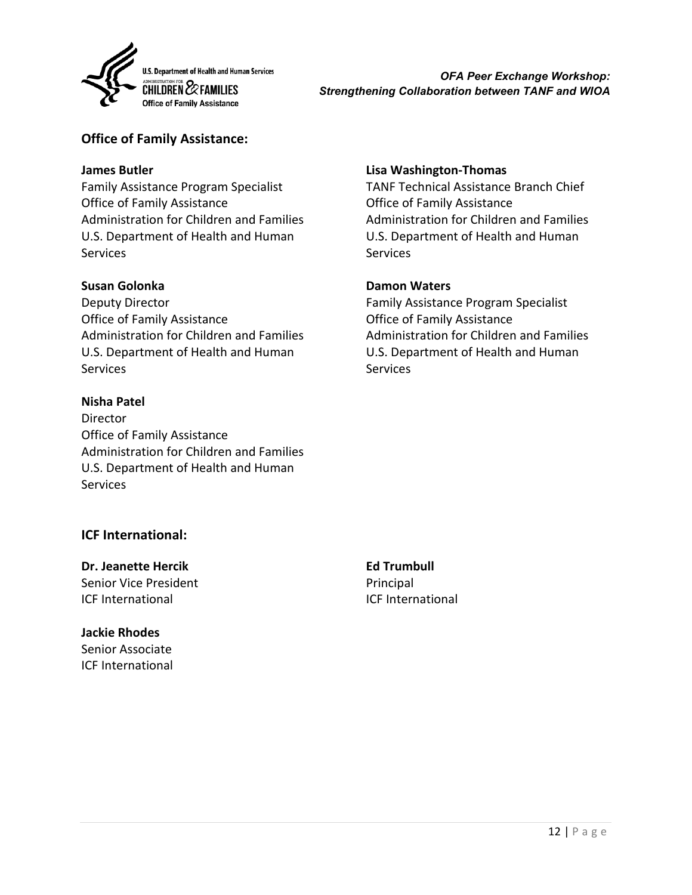## Office of Family Assistance:

**James Butler**
Family Assistance Program Specialist
Office of Family Assistance
Administration for Children and Families
U.S. Department of Health and Human Services

**Susan Golonka**
Deputy Director
Office of Family Assistance
Administration for Children and Families
U.S. Department of Health and Human Services

**Nisha Patel**
Director
Office of Family Assistance
Administration for Children and Families
U.S. Department of Health and Human Services

**Lisa Washington-Thomas**
TANF Technical Assistance Branch Chief
Office of Family Assistance
Administration for Children and Families
U.S. Department of Health and Human Services

**Damon Waters**
Family Assistance Program Specialist
Office of Family Assistance
Administration for Children and Families
U.S. Department of Health and Human Services

## ICF International:

**Dr. Jeanette Hercik**
Senior Vice President
ICF International

**Jackie Rhodes**
Senior Associate
ICF International

**Ed Trumbull**
Principal
ICF International